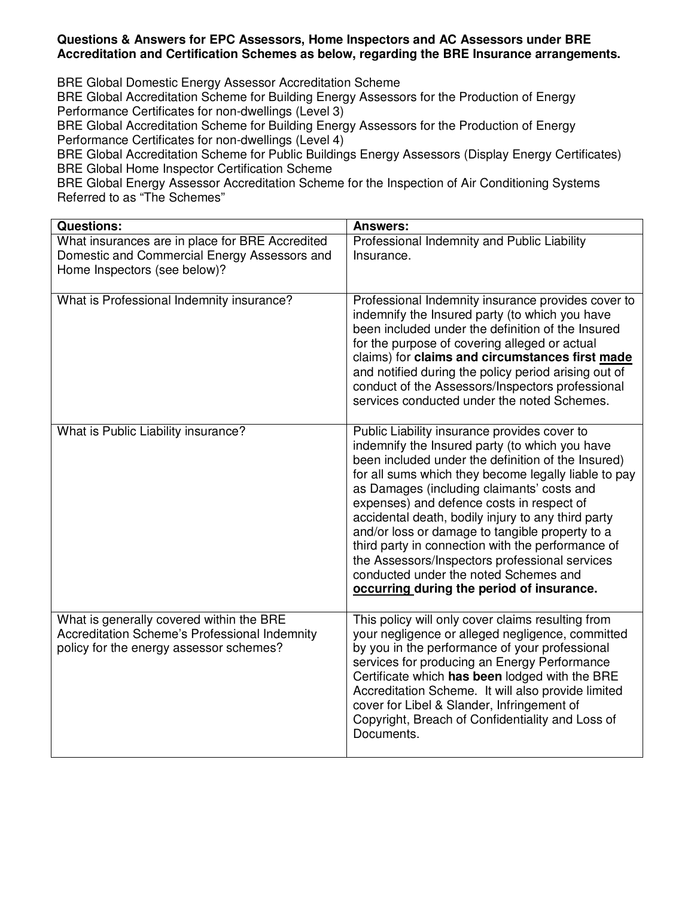**Questions & Answers for EPC Assessors, Home Inspectors and AC Assessors under BRE Accreditation and Certification Schemes as below, regarding the BRE Insurance arrangements.**

BRE Global Domestic Energy Assessor Accreditation Scheme
BRE Global Accreditation Scheme for Building Energy Assessors for the Production of Energy Performance Certificates for non-dwellings (Level 3)
BRE Global Accreditation Scheme for Building Energy Assessors for the Production of Energy Performance Certificates for non-dwellings (Level 4)
BRE Global Accreditation Scheme for Public Buildings Energy Assessors (Display Energy Certificates)
BRE Global Home Inspector Certification Scheme
BRE Global Energy Assessor Accreditation Scheme for the Inspection of Air Conditioning Systems
Referred to as "The Schemes"

| **Questions:** | **Answers:** |
|---|---|
| What insurances are in place for BRE Accredited Domestic and Commercial Energy Assessors and Home Inspectors (see below)? | Professional Indemnity and Public Liability Insurance. |
| What is Professional Indemnity insurance? | Professional Indemnity insurance provides cover to indemnify the Insured party (to which you have been included under the definition of the Insured for the purpose of covering alleged or actual claims) for **claims and circumstances first <u>made</u>** and notified during the policy period arising out of conduct of the Assessors/Inspectors professional services conducted under the noted Schemes. |
| What is Public Liability insurance? | Public Liability insurance provides cover to indemnify the Insured party (to which you have been included under the definition of the Insured) for all sums which they become legally liable to pay as Damages (including claimants' costs and expenses) and defence costs in respect of accidental death, bodily injury to any third party and/or loss or damage to tangible property to a third party in connection with the performance of the Assessors/Inspectors professional services conducted under the noted Schemes and **<u>occurring</u> during the period of insurance.** |
| What is generally covered within the BRE Accreditation Scheme's Professional Indemnity policy for the energy assessor schemes? | This policy will only cover claims resulting from your negligence or alleged negligence, committed by you in the performance of your professional services for producing an Energy Performance Certificate which **has been** lodged with the BRE Accreditation Scheme. It will also provide limited cover for Libel & Slander, Infringement of Copyright, Breach of Confidentiality and Loss of Documents. |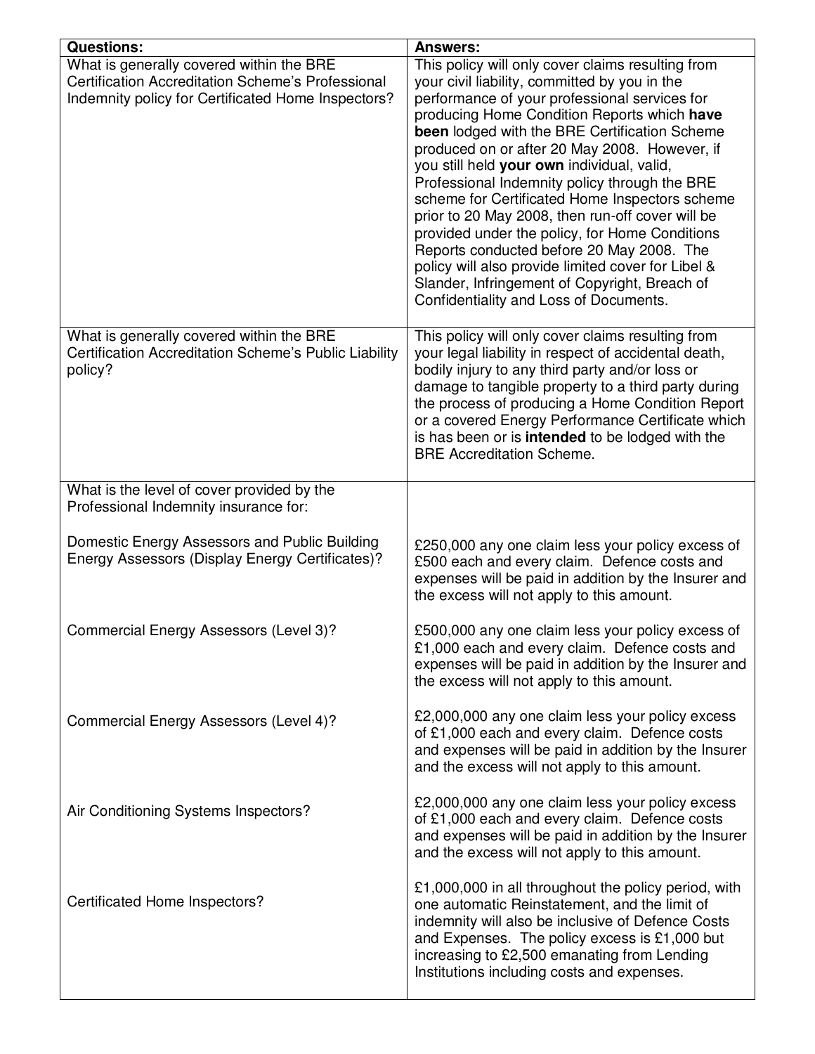| **Questions:** | **Answers:** |
|---|---|
| What is generally covered within the BRE Certification Accreditation Scheme's Professional Indemnity policy for Certificated Home Inspectors? | This policy will only cover claims resulting from your civil liability, committed by you in the performance of your professional services for producing Home Condition Reports which **have been** lodged with the BRE Certification Scheme produced on or after 20 May 2008. However, if you still held **your own** individual, valid, Professional Indemnity policy through the BRE scheme for Certificated Home Inspectors scheme prior to 20 May 2008, then run-off cover will be provided under the policy, for Home Conditions Reports conducted before 20 May 2008. The policy will also provide limited cover for Libel & Slander, Infringement of Copyright, Breach of Confidentiality and Loss of Documents. |
| What is generally covered within the BRE Certification Accreditation Scheme's Public Liability policy? | This policy will only cover claims resulting from your legal liability in respect of accidental death, bodily injury to any third party and/or loss or damage to tangible property to a third party during the process of producing a Home Condition Report or a covered Energy Performance Certificate which is has been or is **intended** to be lodged with the BRE Accreditation Scheme. |
| What is the level of cover provided by the Professional Indemnity insurance for: | |
| Domestic Energy Assessors and Public Building Energy Assessors (Display Energy Certificates)? | £250,000 any one claim less your policy excess of £500 each and every claim. Defence costs and expenses will be paid in addition by the Insurer and the excess will not apply to this amount. |
| Commercial Energy Assessors (Level 3)? | £500,000 any one claim less your policy excess of £1,000 each and every claim. Defence costs and expenses will be paid in addition by the Insurer and the excess will not apply to this amount. |
| Commercial Energy Assessors (Level 4)? | £2,000,000 any one claim less your policy excess of £1,000 each and every claim. Defence costs and expenses will be paid in addition by the Insurer and the excess will not apply to this amount. |
| Air Conditioning Systems Inspectors? | £2,000,000 any one claim less your policy excess of £1,000 each and every claim. Defence costs and expenses will be paid in addition by the Insurer and the excess will not apply to this amount. |
| Certificated Home Inspectors? | £1,000,000 in all throughout the policy period, with one automatic Reinstatement, and the limit of indemnity will also be inclusive of Defence Costs and Expenses. The policy excess is £1,000 but increasing to £2,500 emanating from Lending Institutions including costs and expenses. |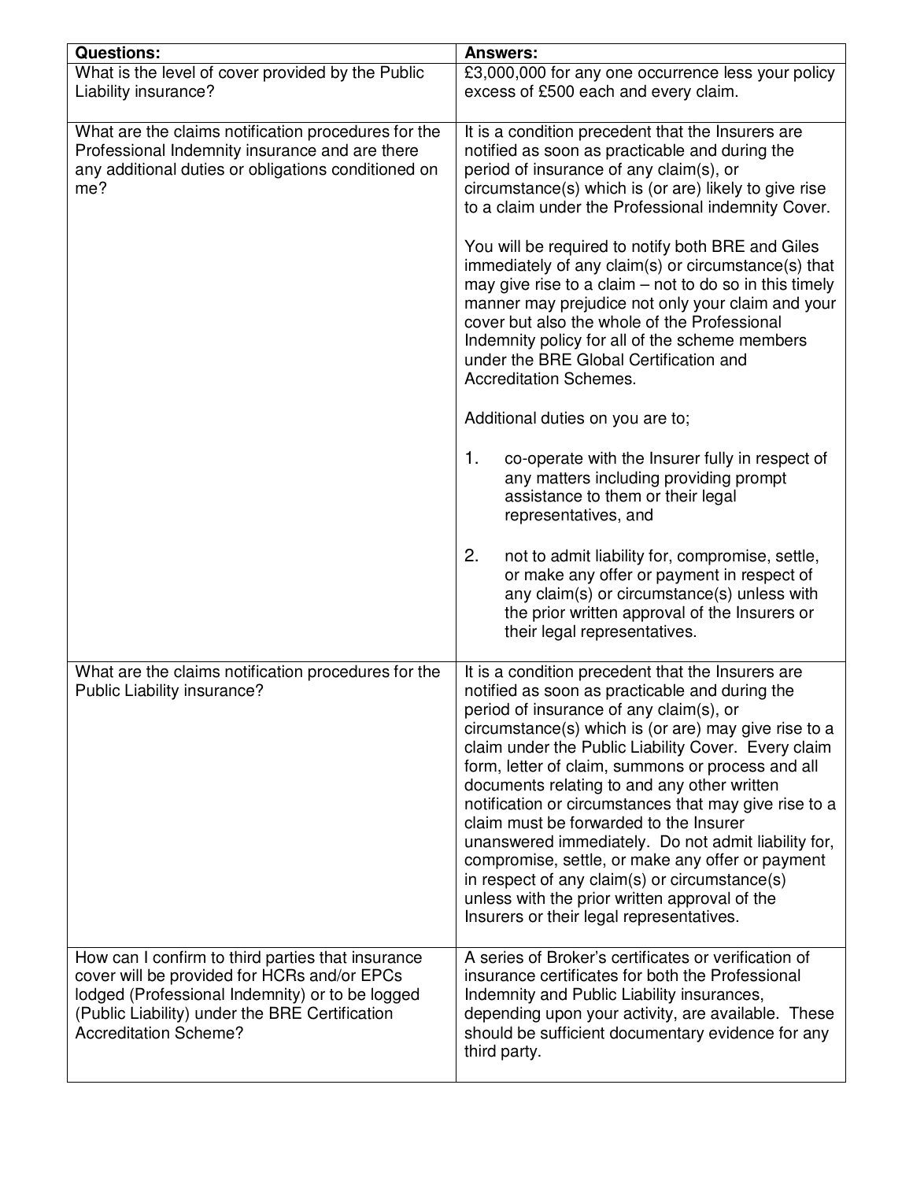| Questions: | Answers: |
|---|---|
| What is the level of cover provided by the Public Liability insurance? | £3,000,000 for any one occurrence less your policy excess of £500 each and every claim. |
| What are the claims notification procedures for the Professional Indemnity insurance and are there any additional duties or obligations conditioned on me? | It is a condition precedent that the Insurers are notified as soon as practicable and during the period of insurance of any claim(s), or circumstance(s) which is (or are) likely to give rise to a claim under the Professional indemnity Cover.<br><br>You will be required to notify both BRE and Giles immediately of any claim(s) or circumstance(s) that may give rise to a claim – not to do so in this timely manner may prejudice not only your claim and your cover but also the whole of the Professional Indemnity policy for all of the scheme members under the BRE Global Certification and Accreditation Schemes.<br><br>Additional duties on you are to;<br><br>1. co-operate with the Insurer fully in respect of any matters including providing prompt assistance to them or their legal representatives, and<br><br>2. not to admit liability for, compromise, settle, or make any offer or payment in respect of any claim(s) or circumstance(s) unless with the prior written approval of the Insurers or their legal representatives. |
| What are the claims notification procedures for the Public Liability insurance? | It is a condition precedent that the Insurers are notified as soon as practicable and during the period of insurance of any claim(s), or circumstance(s) which is (or are) may give rise to a claim under the Public Liability Cover. Every claim form, letter of claim, summons or process and all documents relating to and any other written notification or circumstances that may give rise to a claim must be forwarded to the Insurer unanswered immediately. Do not admit liability for, compromise, settle, or make any offer or payment in respect of any claim(s) or circumstance(s) unless with the prior written approval of the Insurers or their legal representatives. |
| How can I confirm to third parties that insurance cover will be provided for HCRs and/or EPCs lodged (Professional Indemnity) or to be logged (Public Liability) under the BRE Certification Accreditation Scheme? | A series of Broker's certificates or verification of insurance certificates for both the Professional Indemnity and Public Liability insurances, depending upon your activity, are available. These should be sufficient documentary evidence for any third party. |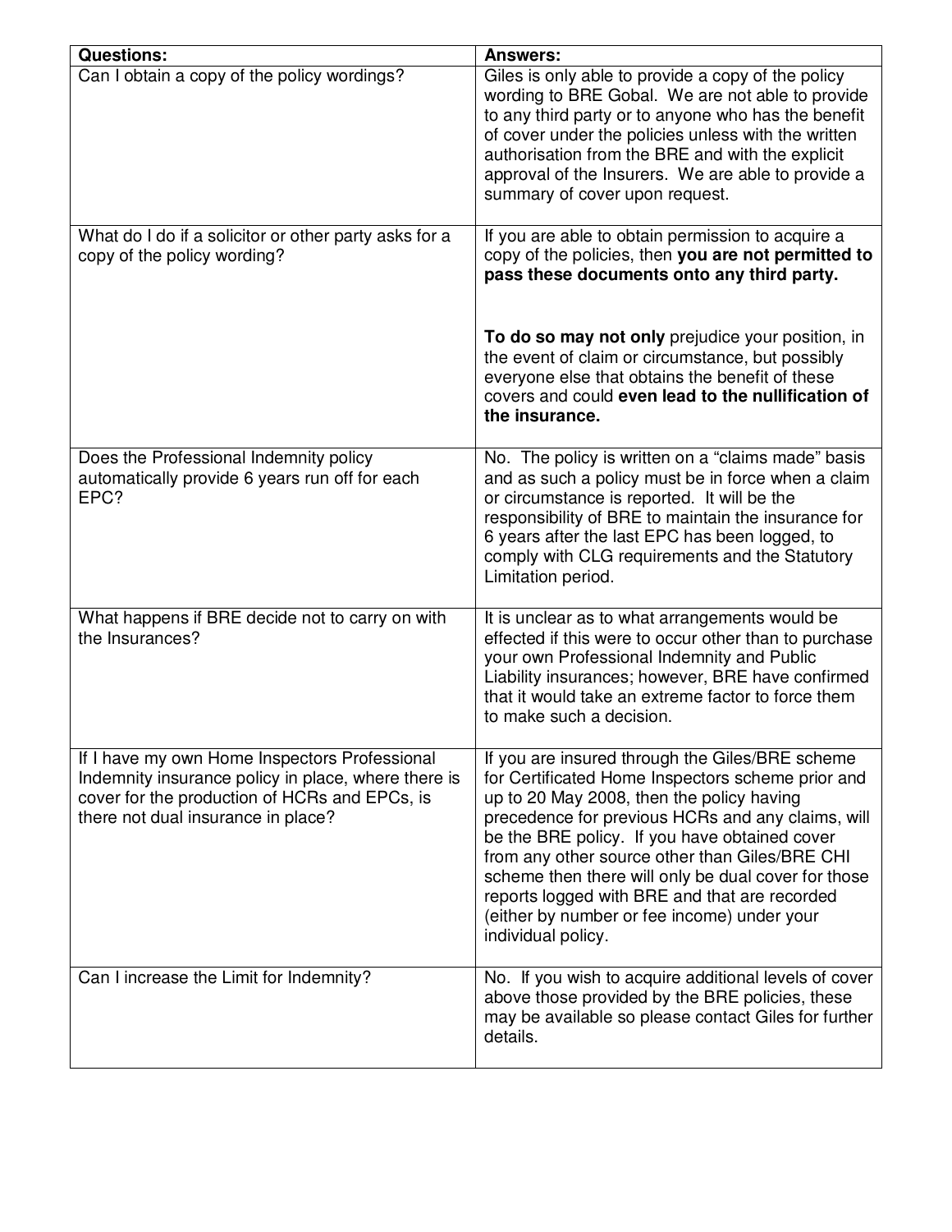| **Questions:** | **Answers:** |
|---|---|
| Can I obtain a copy of the policy wordings? | Giles is only able to provide a copy of the policy wording to BRE Gobal. We are not able to provide to any third party or to anyone who has the benefit of cover under the policies unless with the written authorisation from the BRE and with the explicit approval of the Insurers. We are able to provide a summary of cover upon request. |
| What do I do if a solicitor or other party asks for a copy of the policy wording? | If you are able to obtain permission to acquire a copy of the policies, then **you are not permitted to pass these documents onto any third party.**<br><br>**To do so may not only** prejudice your position, in the event of claim or circumstance, but possibly everyone else that obtains the benefit of these covers and could **even lead to the nullification of the insurance.** |
| Does the Professional Indemnity policy automatically provide 6 years run off for each EPC? | No. The policy is written on a "claims made" basis and as such a policy must be in force when a claim or circumstance is reported. It will be the responsibility of BRE to maintain the insurance for 6 years after the last EPC has been logged, to comply with CLG requirements and the Statutory Limitation period. |
| What happens if BRE decide not to carry on with the Insurances? | It is unclear as to what arrangements would be effected if this were to occur other than to purchase your own Professional Indemnity and Public Liability insurances; however, BRE have confirmed that it would take an extreme factor to force them to make such a decision. |
| If I have my own Home Inspectors Professional Indemnity insurance policy in place, where there is cover for the production of HCRs and EPCs, is there not dual insurance in place? | If you are insured through the Giles/BRE scheme for Certificated Home Inspectors scheme prior and up to 20 May 2008, then the policy having precedence for previous HCRs and any claims, will be the BRE policy. If you have obtained cover from any other source other than Giles/BRE CHI scheme then there will only be dual cover for those reports logged with BRE and that are recorded (either by number or fee income) under your individual policy. |
| Can I increase the Limit for Indemnity? | No. If you wish to acquire additional levels of cover above those provided by the BRE policies, these may be available so please contact Giles for further details. |